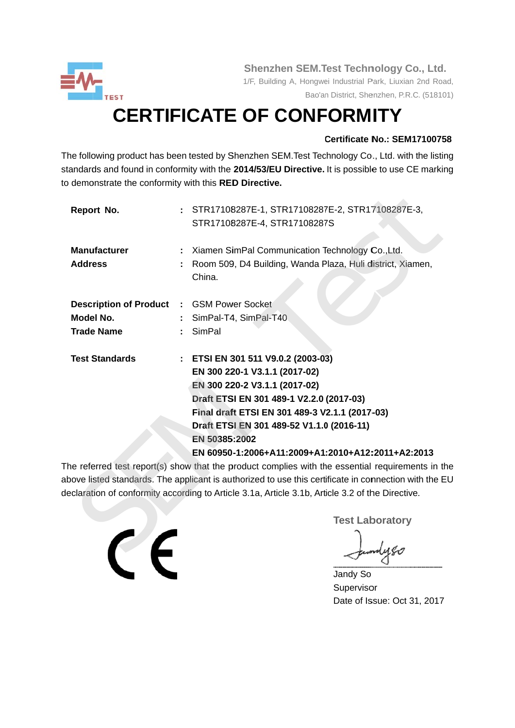**Shenzhen SEM.Test Technology Co., Ltd.**
1/F, Building A, Hongwei Industrial Park, Liuxian 2nd Road,
Bao'an District, Shenzhen, P.R.C. (518101)

# CERTIFICATE OF CONFORMITY

**Certificate No.: SEM17100758**

The following product has been tested by Shenzhen SEM.Test Technology Co., Ltd. with the listing standards and found in conformity with the **2014/53/EU Directive.** It is possible to use CE marking to demonstrate the conformity with this **RED Directive.**

| | | |
|---|---|---|
| **Report No.** | : | STR17108287E-1, STR17108287E-2, STR17108287E-3, STR17108287E-4, STR17108287S |
| **Manufacturer** | : | Xiamen SimPal Communication Technology Co.,Ltd. |
| **Address** | : | Room 509, D4 Building, Wanda Plaza, Huli district, Xiamen, China. |
| **Description of Product** | : | GSM Power Socket |
| **Model No.** | : | SimPal-T4, SimPal-T40 |
| **Trade Name** | : | SimPal |
| **Test Standards** | : | **ETSI EN 301 511 V9.0.2 (2003-03)**<br>**EN 300 220-1 V3.1.1 (2017-02)**<br>**EN 300 220-2 V3.1.1 (2017-02)**<br>**Draft ETSI EN 301 489-1 V2.2.0 (2017-03)**<br>**Final draft ETSI EN 301 489-3 V2.1.1 (2017-03)**<br>**Draft ETSI EN 301 489-52 V1.1.0 (2016-11)**<br>**EN 50385:2002**<br>**EN 60950-1:2006+A11:2009+A1:2010+A12:2011+A2:2013** |

The referred test report(s) show that the product complies with the essential requirements in the above listed standards. The applicant is authorized to use this certificate in connection with the EU declaration of conformity according to Article 3.1a, Article 3.1b, Article 3.2 of the Directive.

CE

**Test Laboratory**

Jandy So
Supervisor
Date of Issue: Oct 31, 2017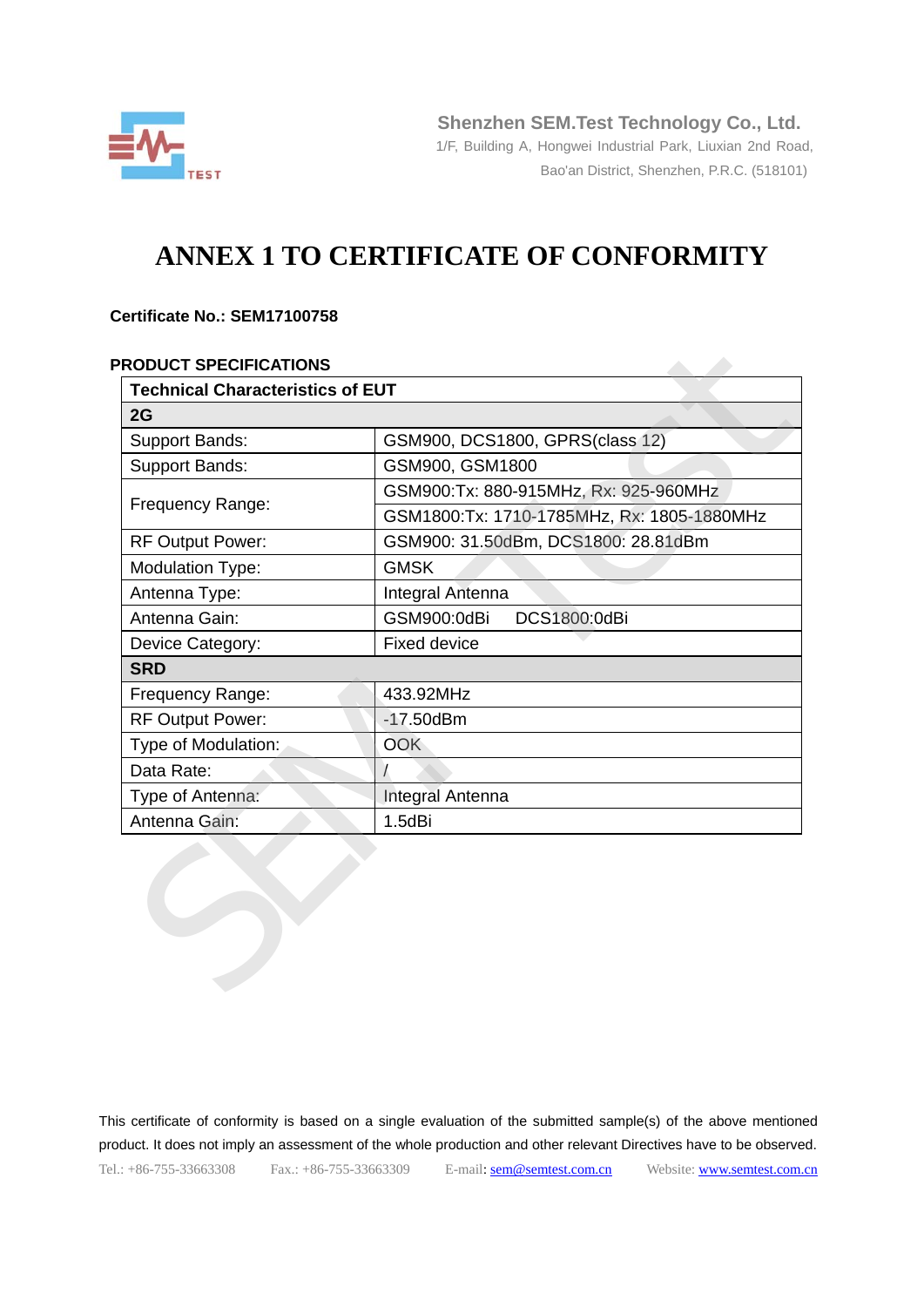Shenzhen SEM.Test Technology Co., Ltd.
1/F, Building A, Hongwei Industrial Park, Liuxian 2nd Road, Bao'an District, Shenzhen, P.R.C. (518101)

# ANNEX 1 TO CERTIFICATE OF CONFORMITY

**Certificate No.: SEM17100758**

**PRODUCT SPECIFICATIONS**

| **Technical Characteristics of EUT** | |
|---|---|
| **2G** | |
| Support Bands: | GSM900, DCS1800, GPRS(class 12) |
| Support Bands: | GSM900, GSM1800 |
| Frequency Range: | GSM900:Tx: 880-915MHz, Rx: 925-960MHz |
| | GSM1800:Tx: 1710-1785MHz, Rx: 1805-1880MHz |
| RF Output Power: | GSM900: 31.50dBm, DCS1800: 28.81dBm |
| Modulation Type: | GMSK |
| Antenna Type: | Integral Antenna |
| Antenna Gain: | GSM900:0dBi DCS1800:0dBi |
| Device Category: | Fixed device |
| **SRD** | |
| Frequency Range: | 433.92MHz |
| RF Output Power: | -17.50dBm |
| Type of Modulation: | OOK |
| Data Rate: | / |
| Type of Antenna: | Integral Antenna |
| Antenna Gain: | 1.5dBi |

This certificate of conformity is based on a single evaluation of the submitted sample(s) of the above mentioned product. It does not imply an assessment of the whole production and other relevant Directives have to be observed.

Tel.: +86-755-33663308 Fax.: +86-755-33663309 E-mail: sem@semtest.com.cn Website: www.semtest.com.cn